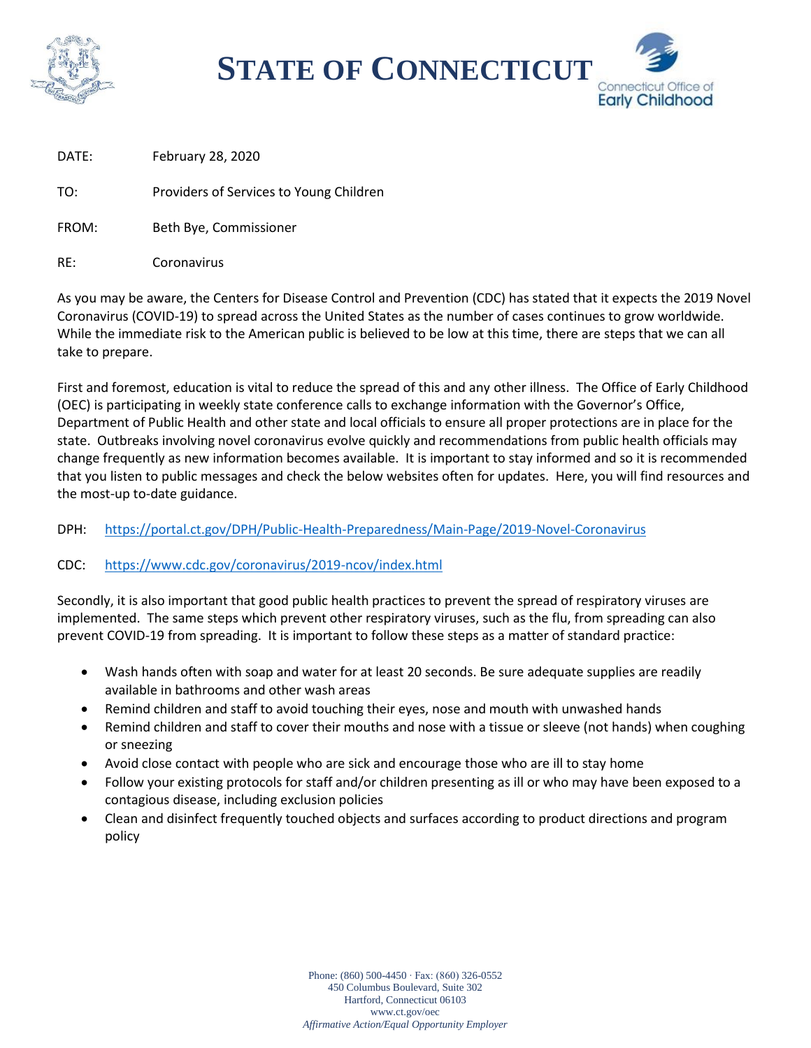# STATE OF CONNECTICUT

Connecticut Office of Early Childhood

DATE: February 28, 2020

TO: Providers of Services to Young Children

FROM: Beth Bye, Commissioner

RE: Coronavirus

As you may be aware, the Centers for Disease Control and Prevention (CDC) has stated that it expects the 2019 Novel Coronavirus (COVID-19) to spread across the United States as the number of cases continues to grow worldwide. While the immediate risk to the American public is believed to be low at this time, there are steps that we can all take to prepare.

First and foremost, education is vital to reduce the spread of this and any other illness. The Office of Early Childhood (OEC) is participating in weekly state conference calls to exchange information with the Governor's Office, Department of Public Health and other state and local officials to ensure all proper protections are in place for the state. Outbreaks involving novel coronavirus evolve quickly and recommendations from public health officials may change frequently as new information becomes available. It is important to stay informed and so it is recommended that you listen to public messages and check the below websites often for updates. Here, you will find resources and the most-up to-date guidance.

DPH: https://portal.ct.gov/DPH/Public-Health-Preparedness/Main-Page/2019-Novel-Coronavirus

CDC: https://www.cdc.gov/coronavirus/2019-ncov/index.html

Secondly, it is also important that good public health practices to prevent the spread of respiratory viruses are implemented. The same steps which prevent other respiratory viruses, such as the flu, from spreading can also prevent COVID-19 from spreading. It is important to follow these steps as a matter of standard practice:

- Wash hands often with soap and water for at least 20 seconds. Be sure adequate supplies are readily available in bathrooms and other wash areas
- Remind children and staff to avoid touching their eyes, nose and mouth with unwashed hands
- Remind children and staff to cover their mouths and nose with a tissue or sleeve (not hands) when coughing or sneezing
- Avoid close contact with people who are sick and encourage those who are ill to stay home
- Follow your existing protocols for staff and/or children presenting as ill or who may have been exposed to a contagious disease, including exclusion policies
- Clean and disinfect frequently touched objects and surfaces according to product directions and program policy

Phone: (860) 500-4450 · Fax: (860) 326-0552
450 Columbus Boulevard, Suite 302
Hartford, Connecticut 06103
www.ct.gov/oec
*Affirmative Action/Equal Opportunity Employer*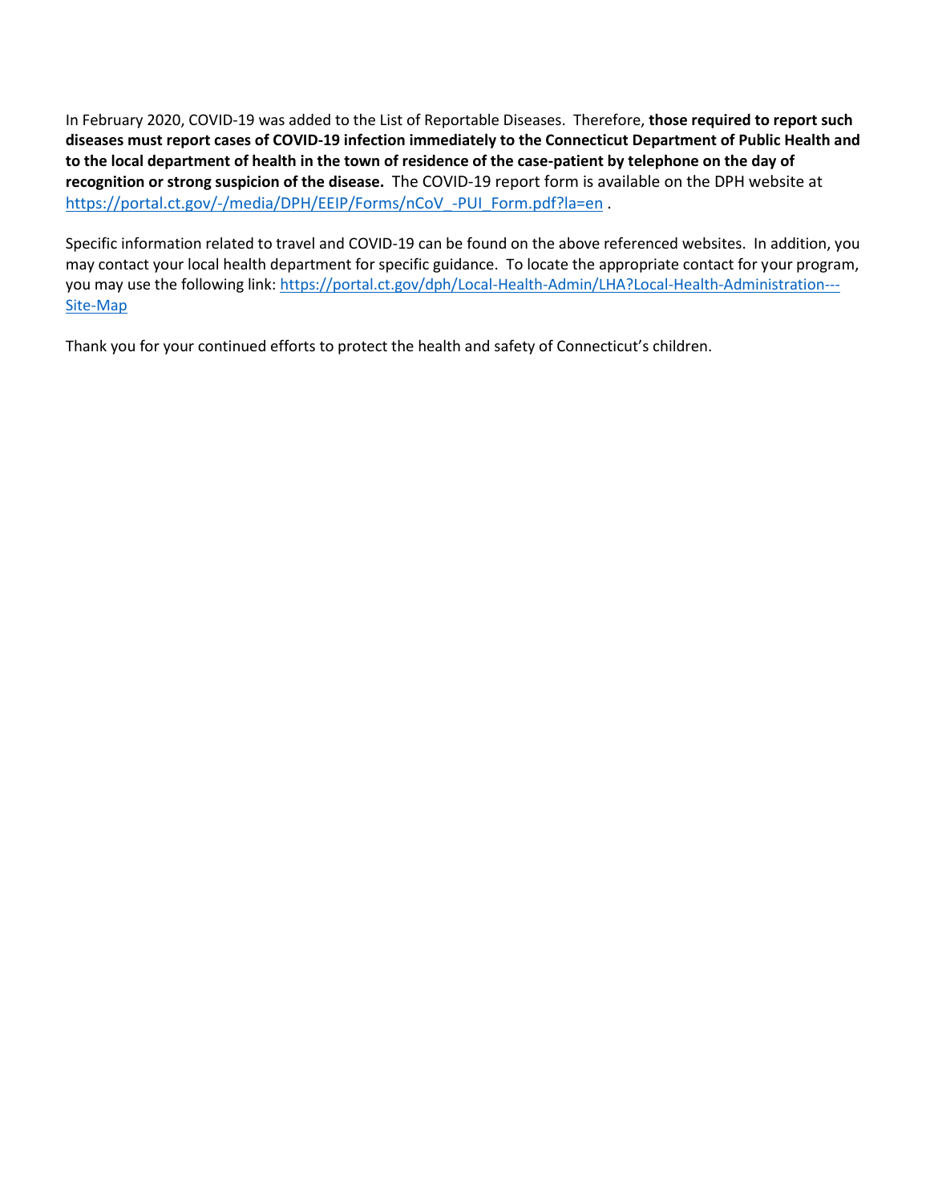In February 2020, COVID-19 was added to the List of Reportable Diseases. Therefore, **those required to report such diseases must report cases of COVID-19 infection immediately to the Connecticut Department of Public Health and to the local department of health in the town of residence of the case-patient by telephone on the day of recognition or strong suspicion of the disease.** The COVID-19 report form is available on the DPH website at https://portal.ct.gov/-/media/DPH/EEIP/Forms/nCoV_-PUI_Form.pdf?la=en .

Specific information related to travel and COVID-19 can be found on the above referenced websites. In addition, you may contact your local health department for specific guidance. To locate the appropriate contact for your program, you may use the following link: https://portal.ct.gov/dph/Local-Health-Admin/LHA?Local-Health-Administration---Site-Map

Thank you for your continued efforts to protect the health and safety of Connecticut's children.